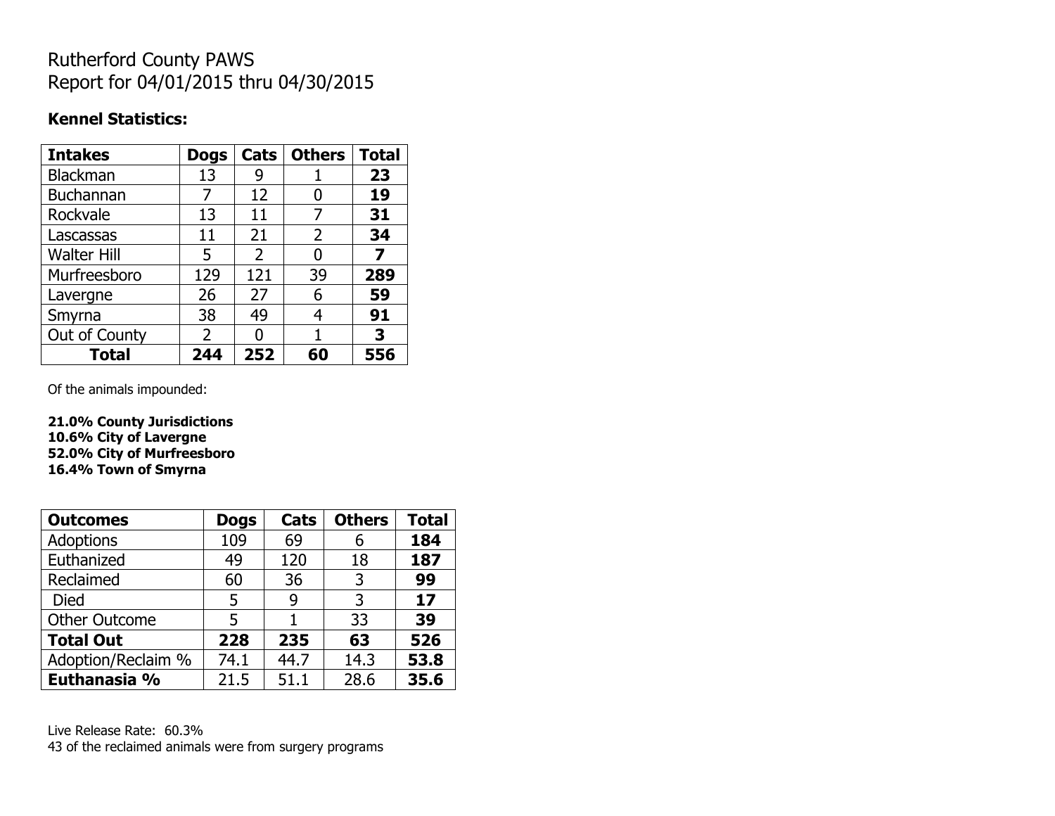# Rutherford County PAWS
# Report for 04/01/2015 thru 04/30/2015

**Kennel Statistics:**

| Intakes | Dogs | Cats | Others | Total |
|---|---|---|---|---|
| Blackman | 13 | 9 | 1 | **23** |
| Buchannan | 7 | 12 | 0 | **19** |
| Rockvale | 13 | 11 | 7 | **31** |
| Lascassas | 11 | 21 | 2 | **34** |
| Walter Hill | 5 | 2 | 0 | **7** |
| Murfreesboro | 129 | 121 | 39 | **289** |
| Lavergne | 26 | 27 | 6 | **59** |
| Smyrna | 38 | 49 | 4 | **91** |
| Out of County | 2 | 0 | 1 | **3** |
| **Total** | **244** | **252** | **60** | **556** |

Of the animals impounded:

**21.0% County Jurisdictions**
**10.6% City of Lavergne**
**52.0% City of Murfreesboro**
**16.4% Town of Smyrna**

| Outcomes | Dogs | Cats | Others | Total |
|---|---|---|---|---|
| Adoptions | 109 | 69 | 6 | **184** |
| Euthanized | 49 | 120 | 18 | **187** |
| Reclaimed | 60 | 36 | 3 | **99** |
| Died | 5 | 9 | 3 | **17** |
| Other Outcome | 5 | 1 | 33 | **39** |
| **Total Out** | **228** | **235** | **63** | **526** |
| Adoption/Reclaim % | 74.1 | 44.7 | 14.3 | **53.8** |
| **Euthanasia %** | 21.5 | 51.1 | 28.6 | **35.6** |

Live Release Rate: 60.3%
43 of the reclaimed animals were from surgery programs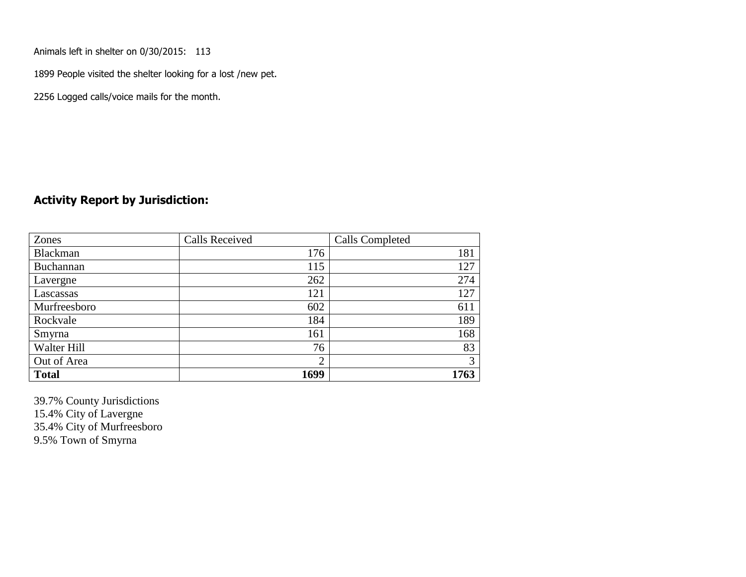Animals left in shelter on 0/30/2015: 113

1899 People visited the shelter looking for a lost /new pet.

2256 Logged calls/voice mails for the month.

## Activity Report by Jurisdiction:

| Zones | Calls Received | Calls Completed |
|---|---|---|
| Blackman | 176 | 181 |
| Buchannan | 115 | 127 |
| Lavergne | 262 | 274 |
| Lascassas | 121 | 127 |
| Murfreesboro | 602 | 611 |
| Rockvale | 184 | 189 |
| Smyrna | 161 | 168 |
| Walter Hill | 76 | 83 |
| Out of Area | 2 | 3 |
| **Total** | **1699** | **1763** |

39.7% County Jurisdictions  
15.4% City of Lavergne  
35.4% City of Murfreesboro  
9.5% Town of Smyrna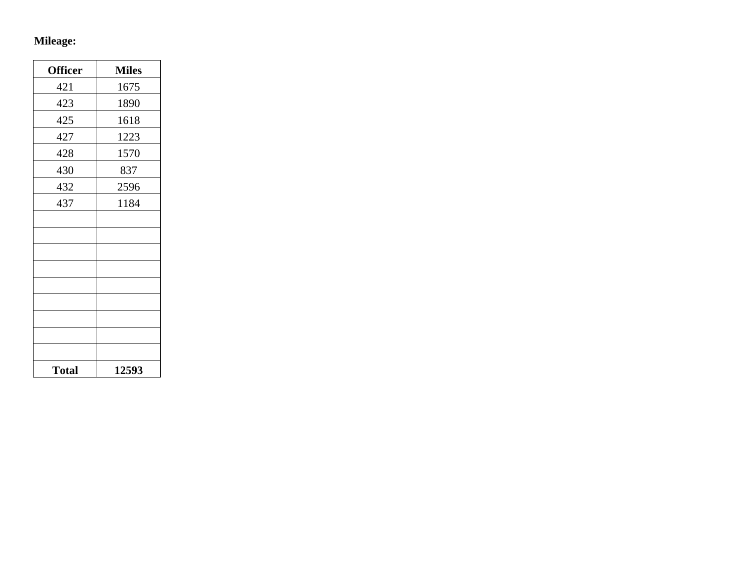**Mileage:**

| **Officer** | **Miles** |
|---|---|
| 421 | 1675 |
| 423 | 1890 |
| 425 | 1618 |
| 427 | 1223 |
| 428 | 1570 |
| 430 | 837 |
| 432 | 2596 |
| 437 | 1184 |
| | |
| | |
| | |
| | |
| | |
| | |
| | |
| | |
| | |
| **Total** | **12593** |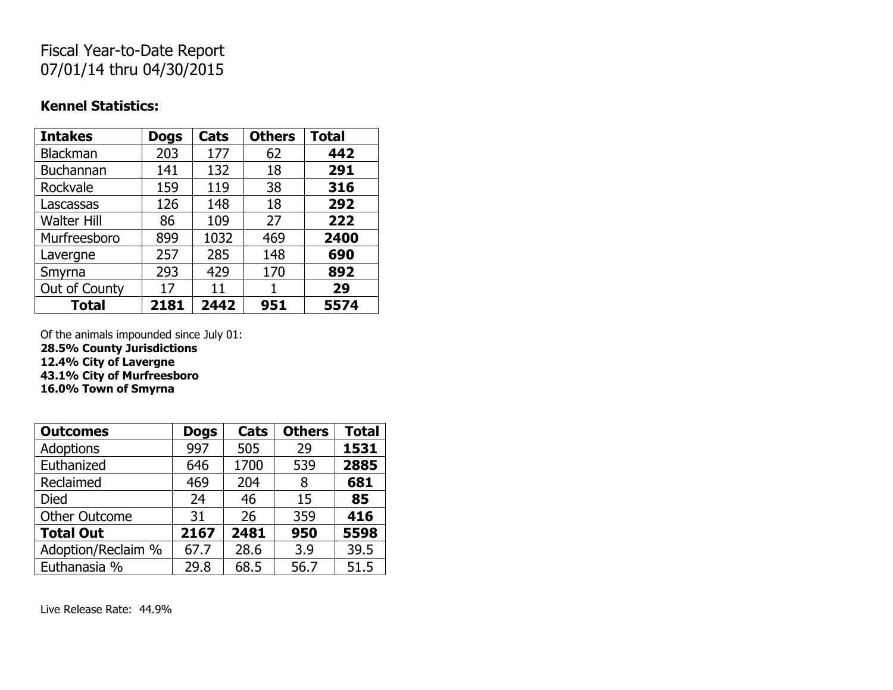# Fiscal Year-to-Date Report
# 07/01/14 thru 04/30/2015

**Kennel Statistics:**

| Intakes | Dogs | Cats | Others | Total |
|---|---|---|---|---|
| Blackman | 203 | 177 | 62 | **442** |
| Buchannan | 141 | 132 | 18 | **291** |
| Rockvale | 159 | 119 | 38 | **316** |
| Lascassas | 126 | 148 | 18 | **292** |
| Walter Hill | 86 | 109 | 27 | **222** |
| Murfreesboro | 899 | 1032 | 469 | **2400** |
| Lavergne | 257 | 285 | 148 | **690** |
| Smyrna | 293 | 429 | 170 | **892** |
| Out of County | 17 | 11 | 1 | **29** |
| **Total** | **2181** | **2442** | **951** | **5574** |

Of the animals impounded since July 01:
**28.5% County Jurisdictions**
**12.4% City of Lavergne**
**43.1% City of Murfreesboro**
**16.0% Town of Smyrna**

| Outcomes | Dogs | Cats | Others | Total |
|---|---|---|---|---|
| Adoptions | 997 | 505 | 29 | **1531** |
| Euthanized | 646 | 1700 | 539 | **2885** |
| Reclaimed | 469 | 204 | 8 | **681** |
| Died | 24 | 46 | 15 | **85** |
| Other Outcome | 31 | 26 | 359 | **416** |
| **Total Out** | **2167** | **2481** | **950** | **5598** |
| Adoption/Reclaim % | 67.7 | 28.6 | 3.9 | 39.5 |
| Euthanasia % | 29.8 | 68.5 | 56.7 | 51.5 |

Live Release Rate: 44.9%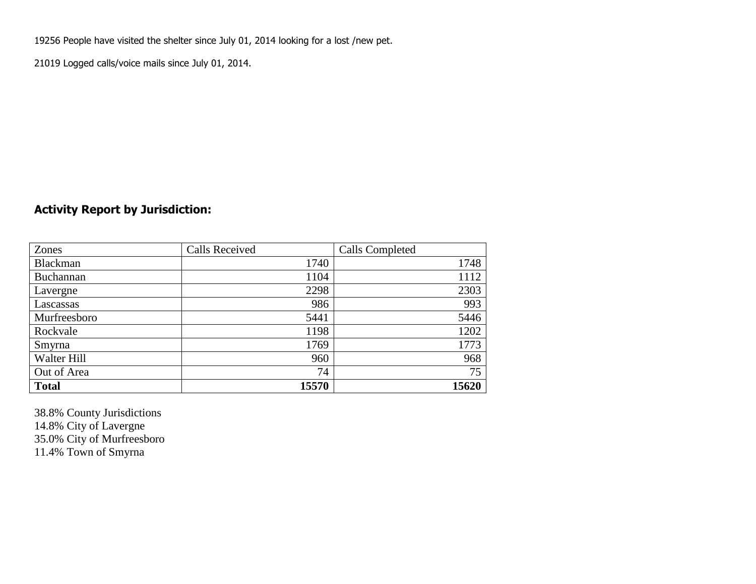19256 People have visited the shelter since July 01, 2014 looking for a lost /new pet.

21019 Logged calls/voice mails since July 01, 2014.

## Activity Report by Jurisdiction:

| Zones | Calls Received | Calls Completed |
|---|---:|---:|
| Blackman | 1740 | 1748 |
| Buchannan | 1104 | 1112 |
| Lavergne | 2298 | 2303 |
| Lascassas | 986 | 993 |
| Murfreesboro | 5441 | 5446 |
| Rockvale | 1198 | 1202 |
| Smyrna | 1769 | 1773 |
| Walter Hill | 960 | 968 |
| Out of Area | 74 | 75 |
| **Total** | **15570** | **15620** |

38.8% County Jurisdictions  
14.8% City of Lavergne  
35.0% City of Murfreesboro  
11.4% Town of Smyrna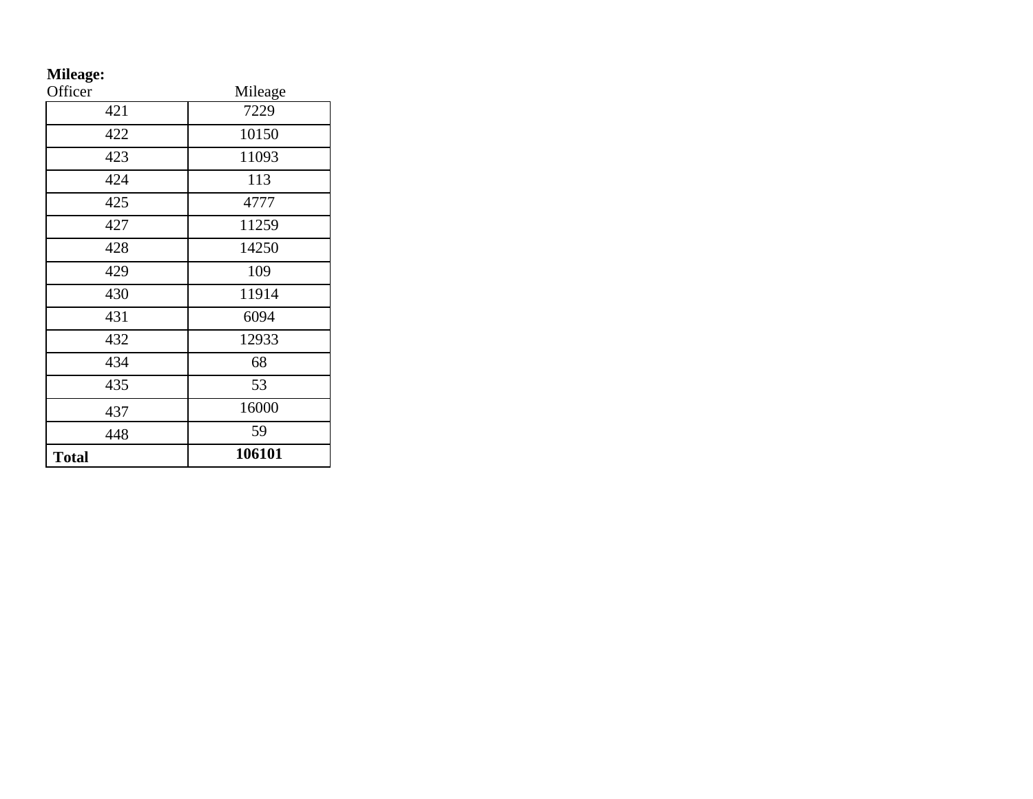**Mileage:**

| Officer | Mileage |
|---|---|
| 421 | 7229 |
| 422 | 10150 |
| 423 | 11093 |
| 424 | 113 |
| 425 | 4777 |
| 427 | 11259 |
| 428 | 14250 |
| 429 | 109 |
| 430 | 11914 |
| 431 | 6094 |
| 432 | 12933 |
| 434 | 68 |
| 435 | 53 |
| 437 | 16000 |
| 448 | 59 |
| **Total** | **106101** |